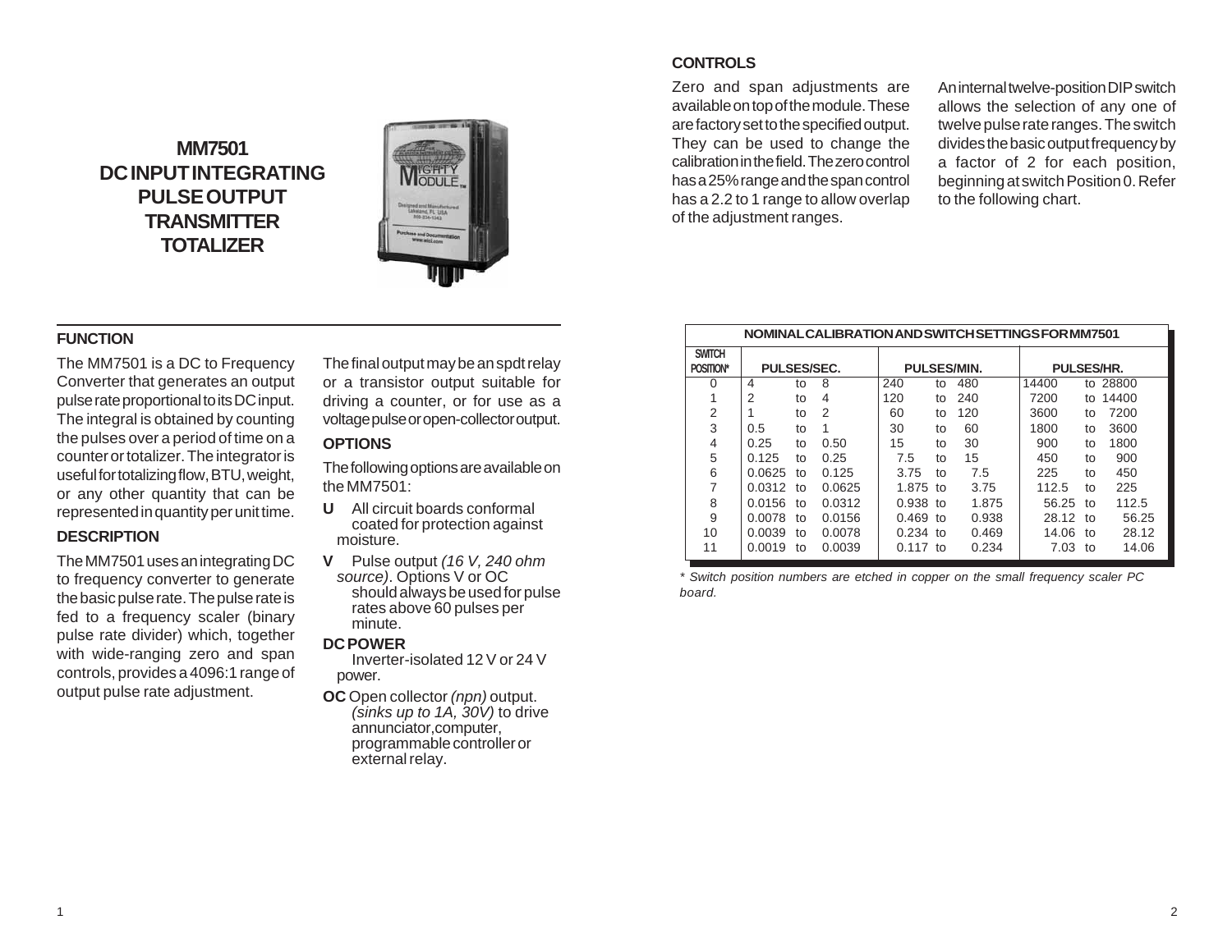# MM7501 DC INPUT INTEGRATING PULSE OUTPUT TRANSMITTER TOTALIZER

## FUNCTION

The MM7501 is a DC to Frequency Converter that generates an output pulse rate proportional to its DC input. The integral is obtained by counting the pulses over a period of time on a counter or totalizer. The integrator is useful for totalizing flow, BTU, weight, or any other quantity that can be represented in quantity per unit time.

## DESCRIPTION

The MM7501 uses an integrating DC to frequency converter to generate the basic pulse rate. The pulse rate is fed to a frequency scaler (binary pulse rate divider) which, together with wide-ranging zero and span controls, provides a 4096:1 range of output pulse rate adjustment.

The final output may be an spdt relay or a transistor output suitable for driving a counter, or for use as a voltage pulse or open-collector output.

## OPTIONS

The following options are available on the MM7501:

- **U** All circuit boards conformal coated for protection against moisture.
- **V** Pulse output *(16 V, 240 ohm source)*. Options V or OC should always be used for pulse rates above 60 pulses per minute.

**DC POWER**
Inverter-isolated 12 V or 24 V power.

- **OC** Open collector *(npn)* output. *(sinks up to 1A, 30V)* to drive annunciator,computer, programmable controller or external relay.

## CONTROLS

Zero and span adjustments are available on top of the module. These are factory set to the specified output. They can be used to change the calibration in the field. The zero control has a 25% range and the span control has a 2.2 to 1 range to allow overlap of the adjustment ranges.

An internal twelve-position DIP switch allows the selection of any one of twelve pulse rate ranges. The switch divides the basic output frequency by a factor of 2 for each position, beginning at switch Position 0. Refer to the following chart.

**NOMINAL CALIBRATION AND SWITCH SETTINGS FOR MM7501**

| SWITCH POSITION* | PULSES/SEC. | PULSES/MIN. | PULSES/HR. |
|---|---|---|---|
| 0 | 4 to 8 | 240 to 480 | 14400 to 28800 |
| 1 | 2 to 4 | 120 to 240 | 7200 to 14400 |
| 2 | 1 to 2 | 60 to 120 | 3600 to 7200 |
| 3 | 0.5 to 1 | 30 to 60 | 1800 to 3600 |
| 4 | 0.25 to 0.50 | 15 to 30 | 900 to 1800 |
| 5 | 0.125 to 0.25 | 7.5 to 15 | 450 to 900 |
| 6 | 0.0625 to 0.125 | 3.75 to 7.5 | 225 to 450 |
| 7 | 0.0312 to 0.0625 | 1.875 to 3.75 | 112.5 to 225 |
| 8 | 0.0156 to 0.0312 | 0.938 to 1.875 | 56.25 to 112.5 |
| 9 | 0.0078 to 0.0156 | 0.469 to 0.938 | 28.12 to 56.25 |
| 10 | 0.0039 to 0.0078 | 0.234 to 0.469 | 14.06 to 28.12 |
| 11 | 0.0019 to 0.0039 | 0.117 to 0.234 | 7.03 to 14.06 |

*\* Switch position numbers are etched in copper on the small frequency scaler PC board.*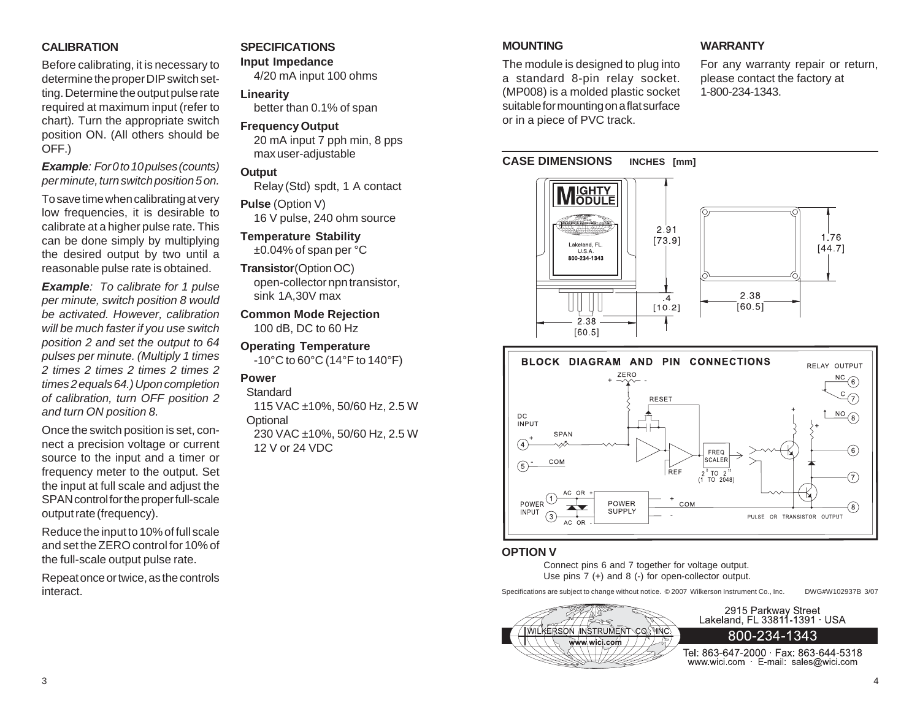## CALIBRATION

Before calibrating, it is necessary to determine the proper DIP switch setting. Determine the output pulse rate required at maximum input (refer to chart). Turn the appropriate switch position ON. (All others should be OFF.)

***Example**: For 0 to 10 pulses (counts) per minute, turn switch position 5 on.*

To save time when calibrating at very low frequencies, it is desirable to calibrate at a higher pulse rate. This can be done simply by multiplying the desired output by two until a reasonable pulse rate is obtained.

***Example**: To calibrate for 1 pulse per minute, switch position 8 would be activated. However, calibration will be much faster if you use switch position 2 and set the output to 64 pulses per minute. (Multiply 1 times 2 times 2 times 2 times 2 times 2 times 2 equals 64.) Upon completion of calibration, turn OFF position 2 and turn ON position 8.*

Once the switch position is set, connect a precision voltage or current source to the input and a timer or frequency meter to the output. Set the input at full scale and adjust the SPAN control for the proper full-scale output rate (frequency).

Reduce the input to 10% of full scale and set the ZERO control for 10% of the full-scale output pulse rate.

Repeat once or twice, as the controls interact.

## SPECIFICATIONS

**Input Impedance**
4/20 mA input 100 ohms

**Linearity**
better than 0.1% of span

**Frequency Output**
20 mA input 7 pph min, 8 pps max user-adjustable

**Output**
Relay (Std) spdt, 1 A contact

**Pulse** (Option V)
16 V pulse, 240 ohm source

**Temperature Stability**
±0.04% of span per °C

**Transistor** (Option OC)
open-collector npn transistor, sink 1A,30V max

**Common Mode Rejection**
100 dB, DC to 60 Hz

**Operating Temperature**
-10°C to 60°C (14°F to 140°F)

**Power**
Standard
115 VAC ±10%, 50/60 Hz, 2.5 W
Optional
230 VAC ±10%, 50/60 Hz, 2.5 W
12 V or 24 VDC

## MOUNTING

The module is designed to plug into a standard 8-pin relay socket. (MP008) is a molded plastic socket suitable for mounting on a flat surface or in a piece of PVC track.

## WARRANTY

For any warranty repair or return, please contact the factory at 1-800-234-1343.

## CASE DIMENSIONS INCHES [mm]

MIGHTY MODULE
Lakeland, FL. U.S.A. 800-234-1343
2.91 [73.9]
.4 [10.2]
2.38 [60.5]
1.76 [44.7]
2.38 [60.5]

## BLOCK DIAGRAM AND PIN CONNECTIONS

ZERO
RESET
DC INPUT
SPAN
4 +
5 - COM
REF
FREQ SCALER
$2^0$ TO $2^{11}$ (1 TO 2048)
RELAY OUTPUT
NC 6
C 7
NO 8
6
7
8
POWER INPUT
1 AC OR +
3 AC OR -
POWER SUPPLY
+ COM -
PULSE OR TRANSISTOR OUTPUT

## OPTION V

Connect pins 6 and 7 together for voltage output.
Use pins 7 (+) and 8 (-) for open-collector output.

Specifications are subject to change without notice. © 2007 Wilkerson Instrument Co., Inc. DWG#W102937B 3/07

WILKERSON INSTRUMENT CO., INC.
www.wici.com
2915 Parkway Street
Lakeland, FL 33811-1391 · USA
800-234-1343
Tel: 863-647-2000 · Fax: 863-644-5318
www.wici.com · E-mail: sales@wici.com